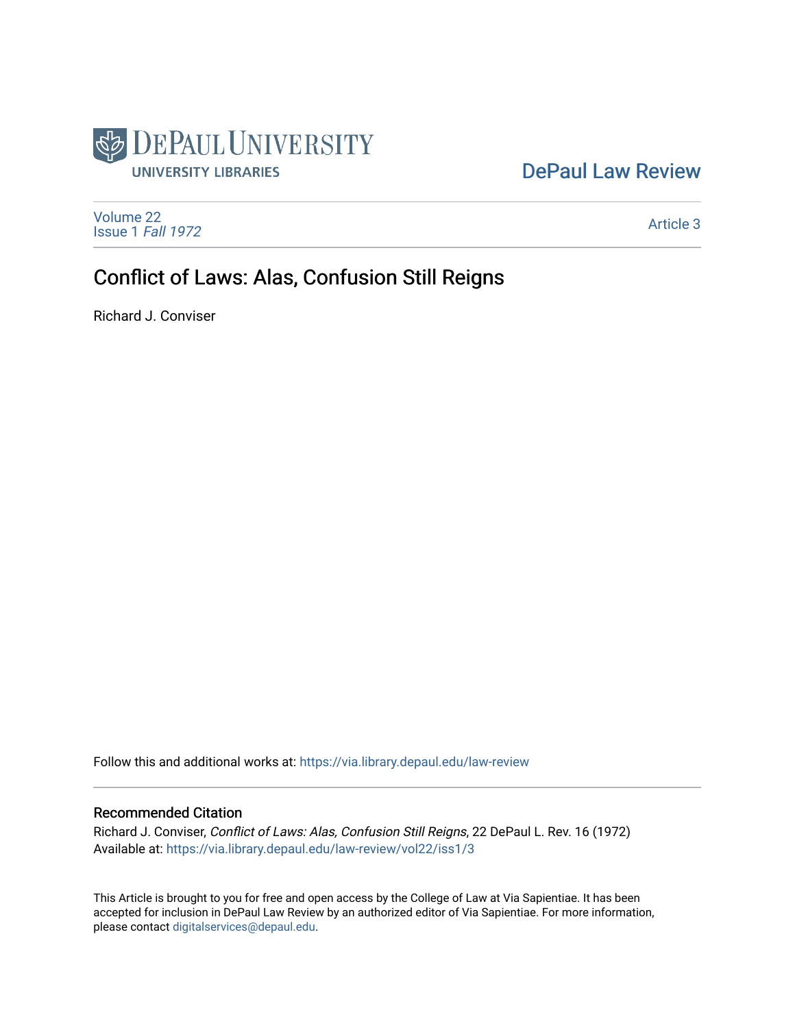DePaul University

UNIVERSITY LIBRARIES

DePaul Law Review

Volume 22
Issue 1 *Fall 1972*

Article 3

# Conflict of Laws: Alas, Confusion Still Reigns

Richard J. Conviser

Follow this and additional works at: https://via.library.depaul.edu/law-review

## Recommended Citation

Richard J. Conviser, *Conflict of Laws: Alas, Confusion Still Reigns*, 22 DePaul L. Rev. 16 (1972)
Available at: https://via.library.depaul.edu/law-review/vol22/iss1/3

This Article is brought to you for free and open access by the College of Law at Via Sapientiae. It has been accepted for inclusion in DePaul Law Review by an authorized editor of Via Sapientiae. For more information, please contact digitalservices@depaul.edu.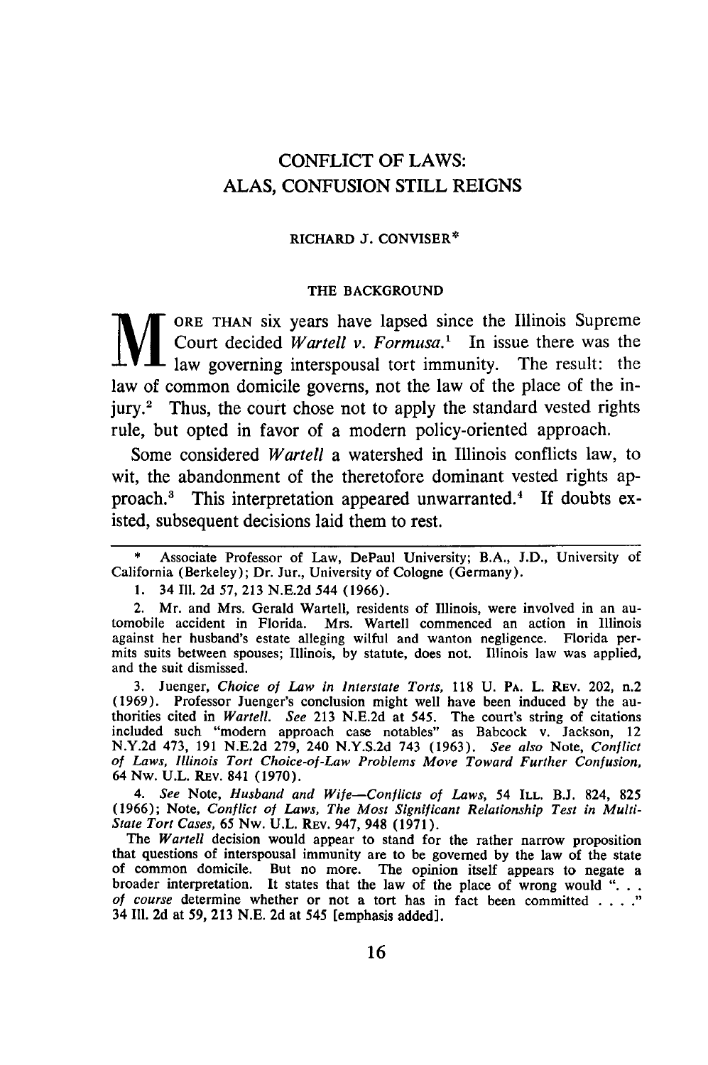# CONFLICT OF LAWS: ALAS, CONFUSION STILL REIGNS

RICHARD J. CONVISER*

## THE BACKGROUND

MORE THAN six years have lapsed since the Illinois Supreme Court decided *Wartell v. Formusa.*[1] In issue there was the law governing interspousal tort immunity. The result: the law of common domicile governs, not the law of the place of the injury.[2] Thus, the court chose not to apply the standard vested rights rule, but opted in favor of a modern policy-oriented approach.

Some considered *Wartell* a watershed in Illinois conflicts law, to wit, the abandonment of the theretofore dominant vested rights approach.[3] This interpretation appeared unwarranted.[4] If doubts existed, subsequent decisions laid them to rest.

---

\* Associate Professor of Law, DePaul University; B.A., J.D., University of California (Berkeley); Dr. Jur., University of Cologne (Germany).

1. 34 Ill. 2d 57, 213 N.E.2d 544 (1966).

2. Mr. and Mrs. Gerald Wartell, residents of Illinois, were involved in an automobile accident in Florida. Mrs. Wartell commenced an action in Illinois against her husband's estate alleging wilful and wanton negligence. Florida permits suits between spouses; Illinois, by statute, does not. Illinois law was applied, and the suit dismissed.

3. Juenger, *Choice of Law in Interstate Torts,* 118 U. PA. L. REV. 202, n.2 (1969). Professor Juenger's conclusion might well have been induced by the authorities cited in *Wartell. See* 213 N.E.2d at 545. The court's string of citations included such "modern approach case notables" as Babcock v. Jackson, 12 N.Y.2d 473, 191 N.E.2d 279, 240 N.Y.S.2d 743 (1963). *See also* Note, *Conflict of Laws, Illinois Tort Choice-of-Law Problems Move Toward Further Confusion,* 64 Nw. U.L. REV. 841 (1970).

4. *See* Note, *Husband and Wife—Conflicts of Laws,* 54 ILL. B.J. 824, 825 (1966); Note, *Conflict of Laws, The Most Significant Relationship Test in Multi-State Tort Cases,* 65 Nw. U.L. REV. 947, 948 (1971).

The *Wartell* decision would appear to stand for the rather narrow proposition that questions of interspousal immunity are to be governed by the law of the state of common domicile. But no more. The opinion itself appears to negate a broader interpretation. It states that the law of the place of wrong would ". . . *of course* determine whether or not a tort has in fact been committed . . . ." 34 Ill. 2d at 59, 213 N.E. 2d at 545 [emphasis added].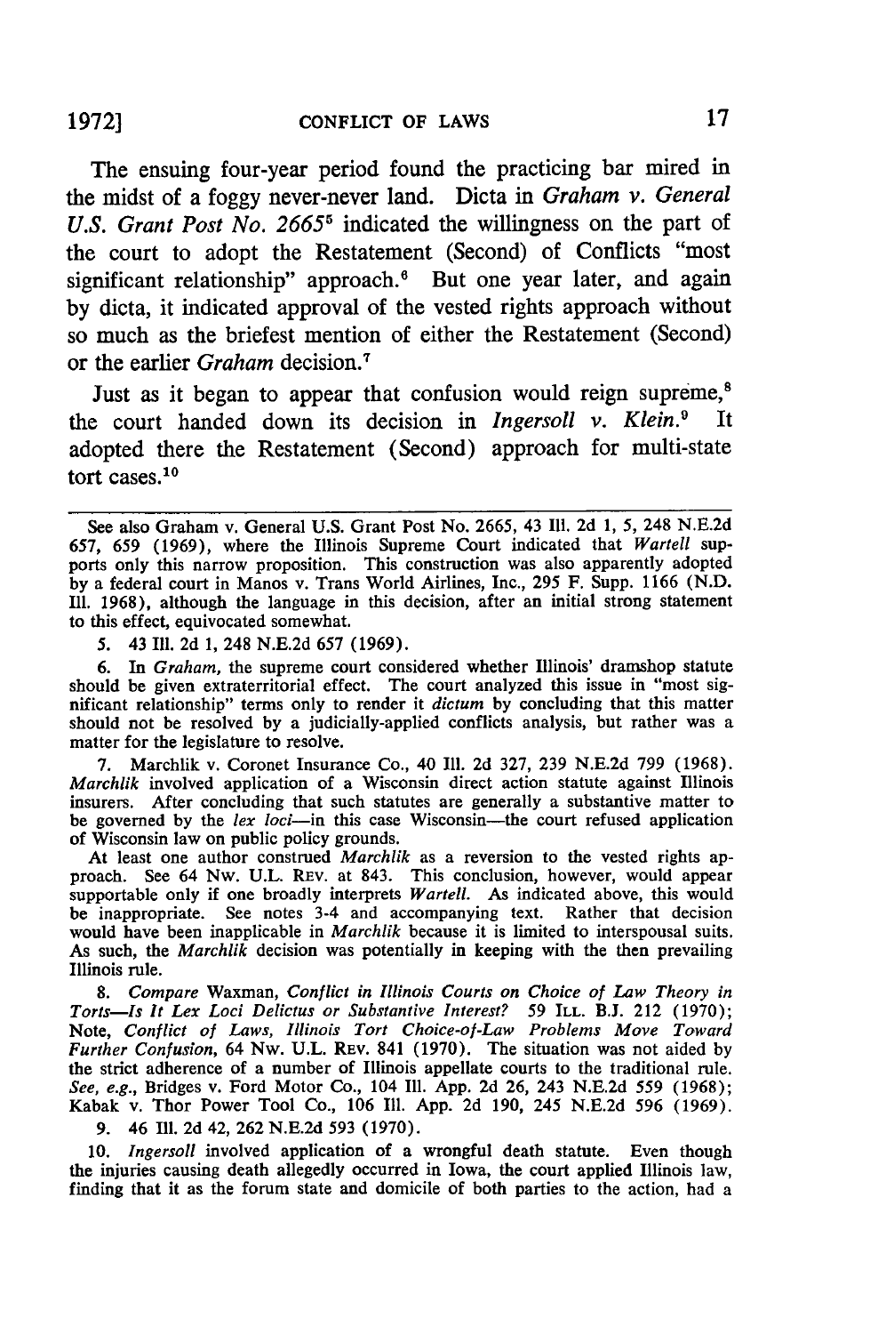The ensuing four-year period found the practicing bar mired in the midst of a foggy never-never land. Dicta in *Graham v. General U.S. Grant Post No. 2665*[5] indicated the willingness on the part of the court to adopt the Restatement (Second) of Conflicts "most significant relationship" approach.[6] But one year later, and again by dicta, it indicated approval of the vested rights approach without so much as the briefest mention of either the Restatement (Second) or the earlier *Graham* decision.[7]

Just as it began to appear that confusion would reign supreme,[8] the court handed down its decision in *Ingersoll v. Klein.*[9] It adopted there the Restatement (Second) approach for multi-state tort cases.[10]

---

See also Graham v. General U.S. Grant Post No. 2665, 43 Ill. 2d 1, 5, 248 N.E.2d 657, 659 (1969), where the Illinois Supreme Court indicated that *Wartell* supports only this narrow proposition. This construction was also apparently adopted by a federal court in Manos v. Trans World Airlines, Inc., 295 F. Supp. 1166 (N.D. Ill. 1968), although the language in this decision, after an initial strong statement to this effect, equivocated somewhat.

5. 43 Ill. 2d 1, 248 N.E.2d 657 (1969).

6. In *Graham*, the supreme court considered whether Illinois' dramshop statute should be given extraterritorial effect. The court analyzed this issue in "most significant relationship" terms only to render it *dictum* by concluding that this matter should not be resolved by a judicially-applied conflicts analysis, but rather was a matter for the legislature to resolve.

7. Marchlik v. Coronet Insurance Co., 40 Ill. 2d 327, 239 N.E.2d 799 (1968). *Marchlik* involved application of a Wisconsin direct action statute against Illinois insurers. After concluding that such statutes are generally a substantive matter to be governed by the *lex loci*—in this case Wisconsin—the court refused application of Wisconsin law on public policy grounds.

At least one author construed *Marchlik* as a reversion to the vested rights approach. See 64 Nw. U.L. Rev. at 843. This conclusion, however, would appear supportable only if one broadly interprets *Wartell*. As indicated above, this would be inappropriate. See notes 3-4 and accompanying text. Rather that decision would have been inapplicable in *Marchlik* because it is limited to interspousal suits. As such, the *Marchlik* decision was potentially in keeping with the then prevailing Illinois rule.

8. *Compare* Waxman, *Conflict in Illinois Courts on Choice of Law Theory in Torts—Is It Lex Loci Delictus or Substantive Interest?* 59 Ill. B.J. 212 (1970); Note, *Conflict of Laws, Illinois Tort Choice-of-Law Problems Move Toward Further Confusion*, 64 Nw. U.L. Rev. 841 (1970). The situation was not aided by the strict adherence of a number of Illinois appellate courts to the traditional rule. *See, e.g.*, Bridges v. Ford Motor Co., 104 Ill. App. 2d 26, 243 N.E.2d 559 (1968); Kabak v. Thor Power Tool Co., 106 Ill. App. 2d 190, 245 N.E.2d 596 (1969).

9. 46 Ill. 2d 42, 262 N.E.2d 593 (1970).

10. *Ingersoll* involved application of a wrongful death statute. Even though the injuries causing death allegedly occurred in Iowa, the court applied Illinois law, finding that it as the forum state and domicile of both parties to the action, had a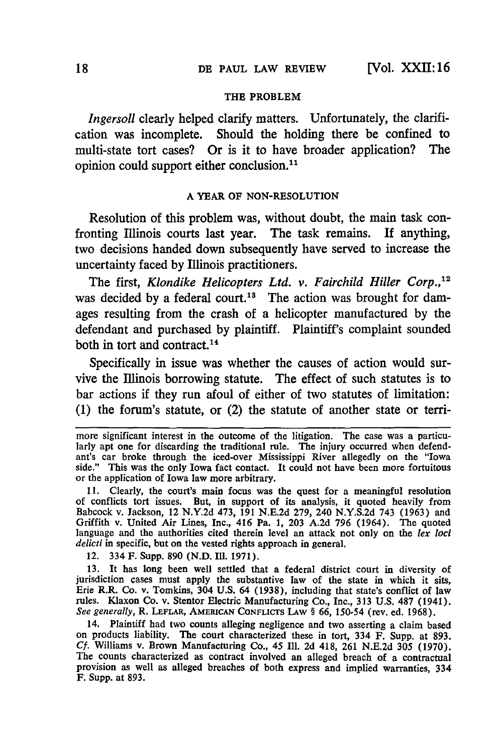## THE PROBLEM

*Ingersoll* clearly helped clarify matters. Unfortunately, the clarification was incomplete. Should the holding there be confined to multi-state tort cases? Or is it to have broader application? The opinion could support either conclusion.[11]

## A YEAR OF NON-RESOLUTION

Resolution of this problem was, without doubt, the main task confronting Illinois courts last year. The task remains. If anything, two decisions handed down subsequently have served to increase the uncertainty faced by Illinois practitioners.

The first, *Klondike Helicopters Ltd. v. Fairchild Hiller Corp.*,[12] was decided by a federal court.[13] The action was brought for damages resulting from the crash of a helicopter manufactured by the defendant and purchased by plaintiff. Plaintiff's complaint sounded both in tort and contract.[14]

Specifically in issue was whether the causes of action would survive the Illinois borrowing statute. The effect of such statutes is to bar actions if they run afoul of either of two statutes of limitation: (1) the forum's statute, or (2) the statute of another state or terri-

---

more significant interest in the outcome of the litigation. The case was a particularly apt one for discarding the traditional rule. The injury occurred when defendant's car broke through the iced-over Mississippi River allegedly on the "Iowa side." This was the only Iowa fact contact. It could not have been more fortuitous or the application of Iowa law more arbitrary.

11. Clearly, the court's main focus was the quest for a meaningful resolution of conflicts tort issues. But, in support of its analysis, it quoted heavily from Babcock v. Jackson, 12 N.Y.2d 473, 191 N.E.2d 279, 240 N.Y.S.2d 743 (1963) and Griffith v. United Air Lines, Inc., 416 Pa. 1, 203 A.2d 796 (1964). The quoted language and the authorities cited therein level an attack not only on the *lex loci delicti* in specific, but on the vested rights approach in general.

12. 334 F. Supp. 890 (N.D. Ill. 1971).

13. It has long been well settled that a federal district court in diversity of jurisdiction cases must apply the substantive law of the state in which it sits, Erie R.R. Co. v. Tomkins, 304 U.S. 64 (1938), including that state's conflict of law rules. Klaxon Co. v. Stentor Electric Manufacturing Co., Inc., 313 U.S. 487 (1941). *See generally*, R. LEFLAR, AMERICAN CONFLICTS LAW § 66, 150-54 (rev. ed. 1968).

14. Plaintiff had two counts alleging negligence and two asserting a claim based on products liability. The court characterized these in tort, 334 F. Supp. at 893. *Cf.* Williams v. Brown Manufacturing Co., 45 Ill. 2d 418, 261 N.E.2d 305 (1970). The counts characterized as contract involved an alleged breach of a contractual provision as well as alleged breaches of both express and implied warranties, 334 F. Supp. at 893.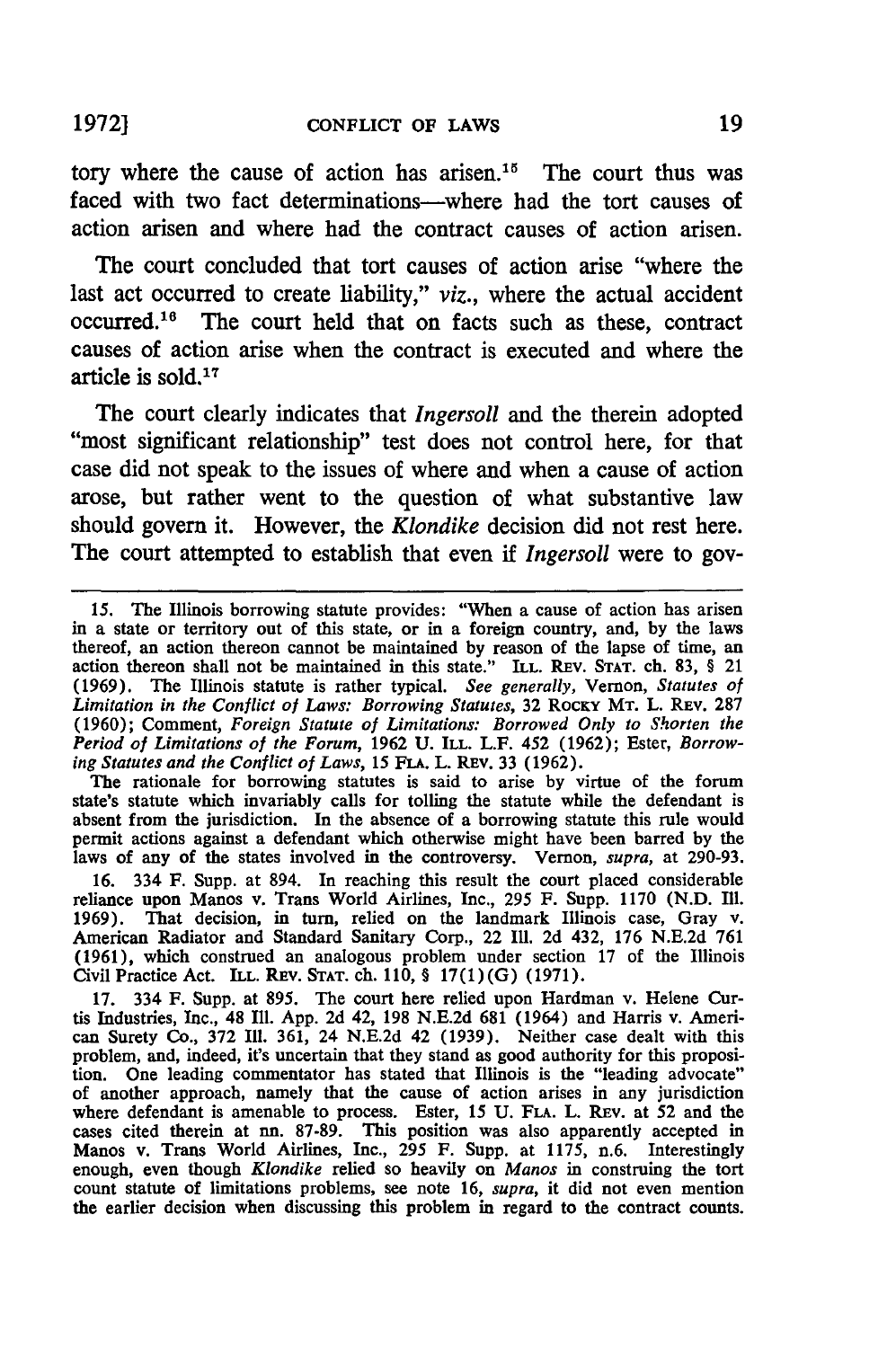tory where the cause of action has arisen.[15] The court thus was faced with two fact determinations—where had the tort causes of action arisen and where had the contract causes of action arisen.

The court concluded that tort causes of action arise "where the last act occurred to create liability," *viz.*, where the actual accident occurred.[16] The court held that on facts such as these, contract causes of action arise when the contract is executed and where the article is sold.[17]

The court clearly indicates that *Ingersoll* and the therein adopted "most significant relationship" test does not control here, for that case did not speak to the issues of where and when a cause of action arose, but rather went to the question of what substantive law should govern it. However, the *Klondike* decision did not rest here. The court attempted to establish that even if *Ingersoll* were to gov-

---

15. The Illinois borrowing statute provides: "When a cause of action has arisen in a state or territory out of this state, or in a foreign country, and, by the laws thereof, an action thereon cannot be maintained by reason of the lapse of time, an action thereon shall not be maintained in this state." ILL. REV. STAT. ch. 83, § 21 (1969). The Illinois statute is rather typical. *See generally*, Vernon, *Statutes of Limitation in the Conflict of Laws: Borrowing Statutes*, 32 ROCKY MT. L. REV. 287 (1960); Comment, *Foreign Statute of Limitations: Borrowed Only to Shorten the Period of Limitations of the Forum*, 1962 U. ILL. L.F. 452 (1962); Ester, *Borrowing Statutes and the Conflict of Laws*, 15 FLA. L. REV. 33 (1962).

The rationale for borrowing statutes is said to arise by virtue of the forum state's statute which invariably calls for tolling the statute while the defendant is absent from the jurisdiction. In the absence of a borrowing statute this rule would permit actions against a defendant which otherwise might have been barred by the laws of any of the states involved in the controversy. Vernon, *supra*, at 290-93.

16. 334 F. Supp. at 894. In reaching this result the court placed considerable reliance upon Manos v. Trans World Airlines, Inc., 295 F. Supp. 1170 (N.D. Ill. 1969). That decision, in turn, relied on the landmark Illinois case, Gray v. American Radiator and Standard Sanitary Corp., 22 Ill. 2d 432, 176 N.E.2d 761 (1961), which construed an analogous problem under section 17 of the Illinois Civil Practice Act. ILL. REV. STAT. ch. 110, § 17(1)(G) (1971).

17. 334 F. Supp. at 895. The court here relied upon Hardman v. Helene Curtis Industries, Inc., 48 Ill. App. 2d 42, 198 N.E.2d 681 (1964) and Harris v. American Surety Co., 372 Ill. 361, 24 N.E.2d 42 (1939). Neither case dealt with this problem, and, indeed, it's uncertain that they stand as good authority for this proposition. One leading commentator has stated that Illinois is the "leading advocate" of another approach, namely that the cause of action arises in any jurisdiction where defendant is amenable to process. Ester, 15 U. FLA. L. REV. at 52 and the cases cited therein at nn. 87-89. This position was also apparently accepted in Manos v. Trans World Airlines, Inc., 295 F. Supp. at 1175, n.6. Interestingly enough, even though *Klondike* relied so heavily on *Manos* in construing the tort count statute of limitations problems, see note 16, *supra*, it did not even mention the earlier decision when discussing this problem in regard to the contract counts.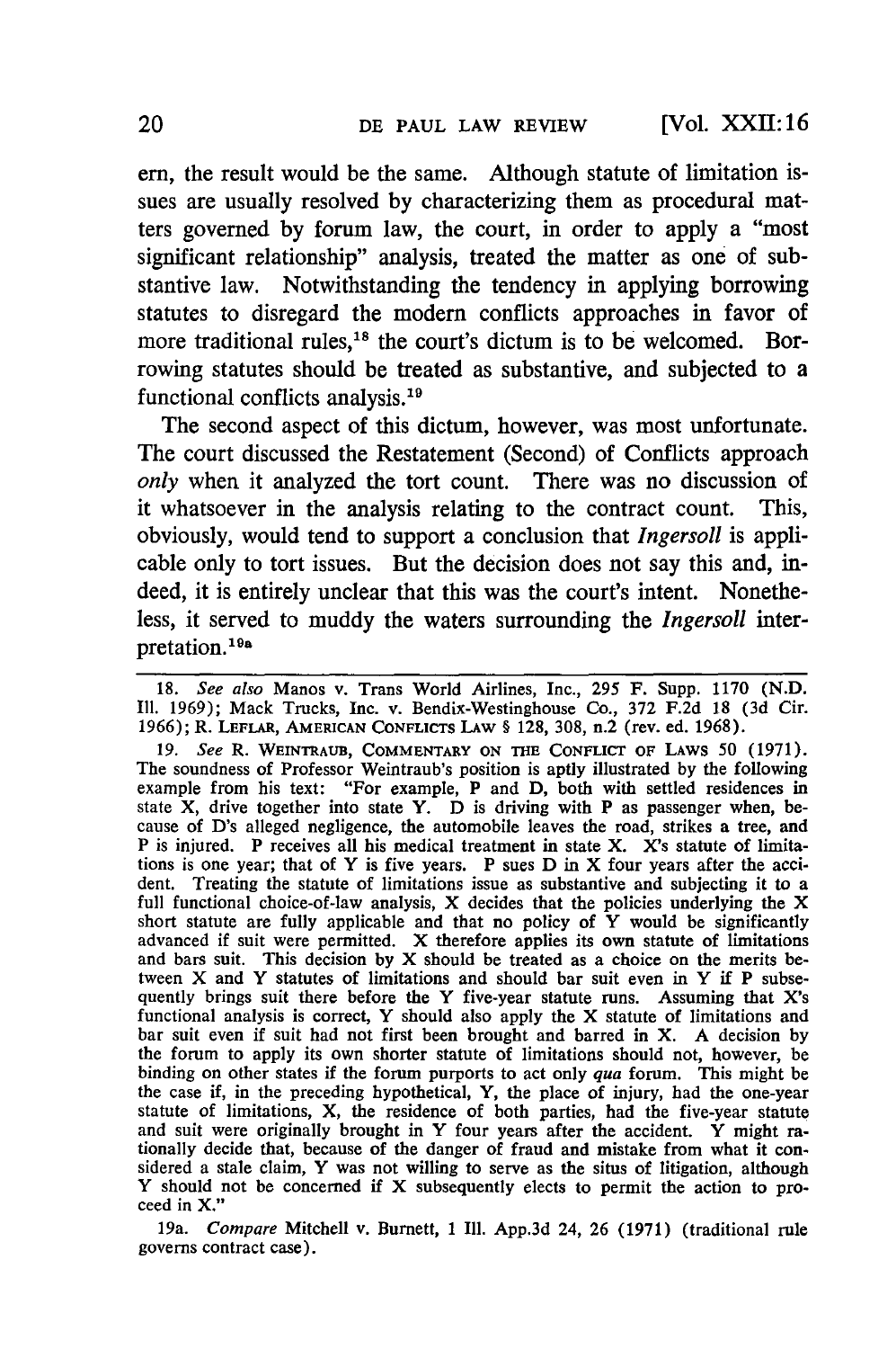ern, the result would be the same. Although statute of limitation issues are usually resolved by characterizing them as procedural matters governed by forum law, the court, in order to apply a "most significant relationship" analysis, treated the matter as one of substantive law. Notwithstanding the tendency in applying borrowing statutes to disregard the modern conflicts approaches in favor of more traditional rules,[18] the court's dictum is to be welcomed. Borrowing statutes should be treated as substantive, and subjected to a functional conflicts analysis.[19]

The second aspect of this dictum, however, was most unfortunate. The court discussed the Restatement (Second) of Conflicts approach *only* when it analyzed the tort count. There was no discussion of it whatsoever in the analysis relating to the contract count. This, obviously, would tend to support a conclusion that *Ingersoll* is applicable only to tort issues. But the decision does not say this and, indeed, it is entirely unclear that this was the court's intent. Nonetheless, it served to muddy the waters surrounding the *Ingersoll* interpretation.[19a]

---

18. *See also* Manos v. Trans World Airlines, Inc., 295 F. Supp. 1170 (N.D. Ill. 1969); Mack Trucks, Inc. v. Bendix-Westinghouse Co., 372 F.2d 18 (3d Cir. 1966); R. LEFLAR, AMERICAN CONFLICTS LAW § 128, 308, n.2 (rev. ed. 1968).

19. *See* R. WEINTRAUB, COMMENTARY ON THE CONFLICT OF LAWS 50 (1971). The soundness of Professor Weintraub's position is aptly illustrated by the following example from his text: "For example, P and D, both with settled residences in state X, drive together into state Y. D is driving with P as passenger when, because of D's alleged negligence, the automobile leaves the road, strikes a tree, and P is injured. P receives all his medical treatment in state X. X's statute of limitations is one year; that of Y is five years. P sues D in X four years after the accident. Treating the statute of limitations issue as substantive and subjecting it to a full functional choice-of-law analysis, X decides that the policies underlying the X short statute are fully applicable and that no policy of Y would be significantly advanced if suit were permitted. X therefore applies its own statute of limitations and bars suit. This decision by X should be treated as a choice on the merits between X and Y statutes of limitations and should bar suit even in Y if P subsequently brings suit there before the Y five-year statute runs. Assuming that X's functional analysis is correct, Y should also apply the X statute of limitations and bar suit even if suit had not first been brought and barred in X. A decision by the forum to apply its own shorter statute of limitations should not, however, be binding on other states if the forum purports to act only *qua* forum. This might be the case if, in the preceding hypothetical, Y, the place of injury, had the one-year statute of limitations, X, the residence of both parties, had the five-year statute and suit were originally brought in Y four years after the accident. Y might rationally decide that, because of the danger of fraud and mistake from what it considered a stale claim, Y was not willing to serve as the situs of litigation, although Y should not be concerned if X subsequently elects to permit the action to proceed in X."

19a. *Compare* Mitchell v. Burnett, 1 Ill. App.3d 24, 26 (1971) (traditional rule governs contract case).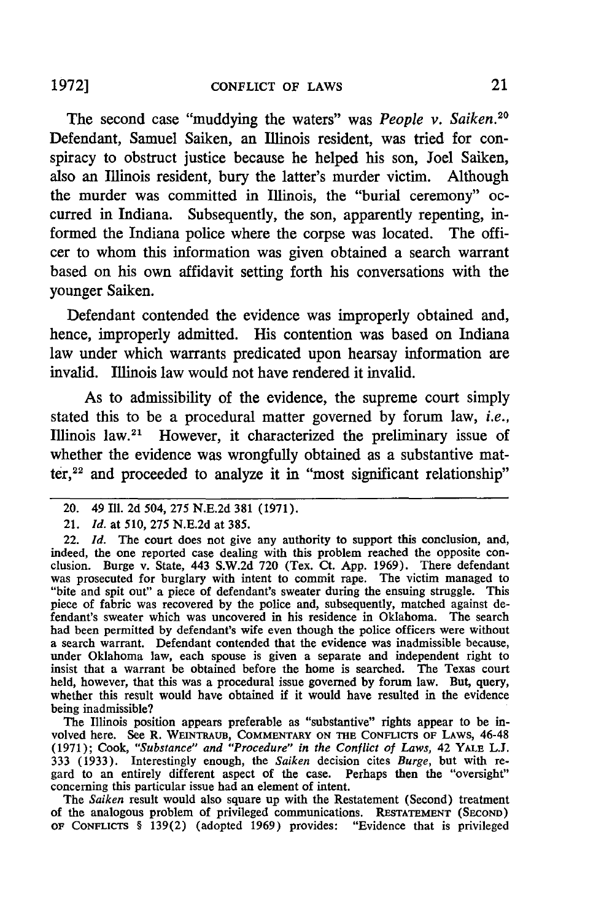The second case "muddying the waters" was *People v. Saiken.*[20] Defendant, Samuel Saiken, an Illinois resident, was tried for conspiracy to obstruct justice because he helped his son, Joel Saiken, also an Illinois resident, bury the latter's murder victim. Although the murder was committed in Illinois, the "burial ceremony" occurred in Indiana. Subsequently, the son, apparently repenting, informed the Indiana police where the corpse was located. The officer to whom this information was given obtained a search warrant based on his own affidavit setting forth his conversations with the younger Saiken.

Defendant contended the evidence was improperly obtained and, hence, improperly admitted. His contention was based on Indiana law under which warrants predicated upon hearsay information are invalid. Illinois law would not have rendered it invalid.

As to admissibility of the evidence, the supreme court simply stated this to be a procedural matter governed by forum law, *i.e.*, Illinois law.[21] However, it characterized the preliminary issue of whether the evidence was wrongfully obtained as a substantive matter,[22] and proceeded to analyze it in "most significant relationship"

---

20. 49 Ill. 2d 504, 275 N.E.2d 381 (1971).

21. *Id.* at 510, 275 N.E.2d at 385.

22. *Id.* The court does not give any authority to support this conclusion, and, indeed, the one reported case dealing with this problem reached the opposite conclusion. Burge v. State, 443 S.W.2d 720 (Tex. Ct. App. 1969). There defendant was prosecuted for burglary with intent to commit rape. The victim managed to "bite and spit out" a piece of defendant's sweater during the ensuing struggle. This piece of fabric was recovered by the police and, subsequently, matched against defendant's sweater which was uncovered in his residence in Oklahoma. The search had been permitted by defendant's wife even though the police officers were without a search warrant. Defendant contended that the evidence was inadmissible because, under Oklahoma law, each spouse is given a separate and independent right to insist that a warrant be obtained before the home is searched. The Texas court held, however, that this was a procedural issue governed by forum law. But, query, whether this result would have obtained if it would have resulted in the evidence being inadmissible?

The Illinois position appears preferable as "substantive" rights appear to be involved here. See R. WEINTRAUB, COMMENTARY ON THE CONFLICTS OF LAWS, 46-48 (1971); Cook, *"Substance" and "Procedure" in the Conflict of Laws,* 42 YALE L.J. 333 (1933). Interestingly enough, the *Saiken* decision cites *Burge*, but with regard to an entirely different aspect of the case. Perhaps then the "oversight" concerning this particular issue had an element of intent.

The *Saiken* result would also square up with the Restatement (Second) treatment of the analogous problem of privileged communications. RESTATEMENT (SECOND) OF CONFLICTS § 139(2) (adopted 1969) provides: "Evidence that is privileged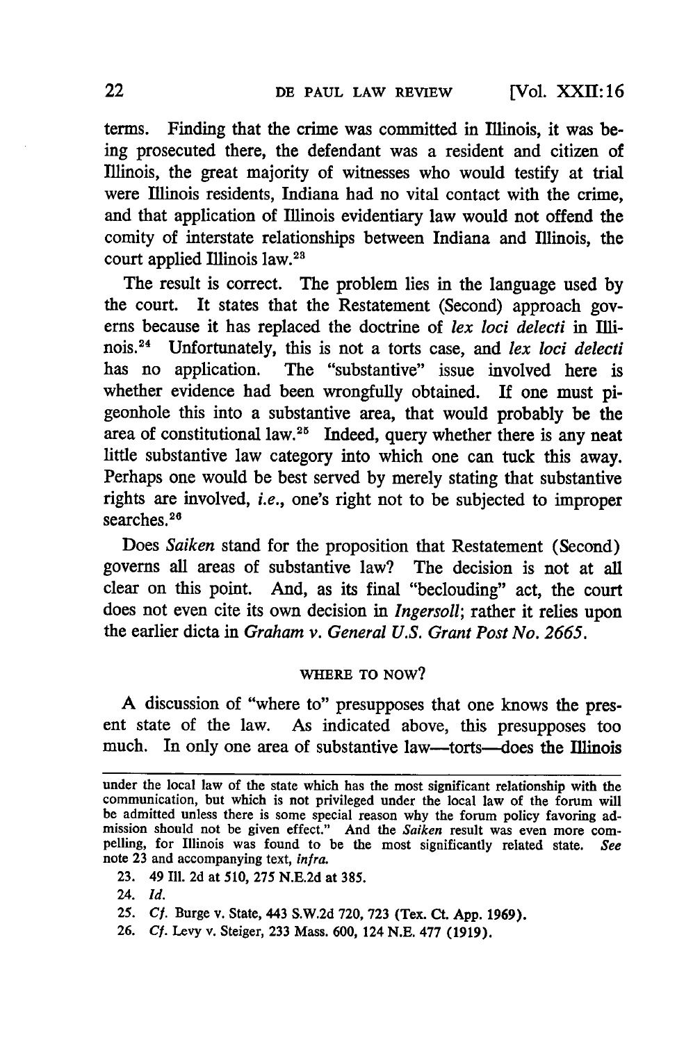terms. Finding that the crime was committed in Illinois, it was being prosecuted there, the defendant was a resident and citizen of Illinois, the great majority of witnesses who would testify at trial were Illinois residents, Indiana had no vital contact with the crime, and that application of Illinois evidentiary law would not offend the comity of interstate relationships between Indiana and Illinois, the court applied Illinois law.[23]

The result is correct. The problem lies in the language used by the court. It states that the Restatement (Second) approach governs because it has replaced the doctrine of *lex loci delecti* in Illinois.[24] Unfortunately, this is not a torts case, and *lex loci delecti* has no application. The "substantive" issue involved here is whether evidence had been wrongfully obtained. If one must pigeonhole this into a substantive area, that would probably be the area of constitutional law.[25] Indeed, query whether there is any neat little substantive law category into which one can tuck this away. Perhaps one would be best served by merely stating that substantive rights are involved, *i.e.*, one's right not to be subjected to improper searches.[26]

Does *Saiken* stand for the proposition that Restatement (Second) governs all areas of substantive law? The decision is not at all clear on this point. And, as its final "beclouding" act, the court does not even cite its own decision in *Ingersoll*; rather it relies upon the earlier dicta in *Graham v. General U.S. Grant Post No. 2665*.

## WHERE TO NOW?

A discussion of "where to" presupposes that one knows the present state of the law. As indicated above, this presupposes too much. In only one area of substantive law—torts—does the Illinois

---

under the local law of the state which has the most significant relationship with the communication, but which is not privileged under the local law of the forum will be admitted unless there is some special reason why the forum policy favoring admission should not be given effect." And the *Saiken* result was even more compelling, for Illinois was found to be the most significantly related state. *See* note 23 and accompanying text, *infra*.

23. 49 Ill. 2d at 510, 275 N.E.2d at 385.

24. *Id.*

25. *Cf.* Burge v. State, 443 S.W.2d 720, 723 (Tex. Ct. App. 1969).

26. *Cf.* Levy v. Steiger, 233 Mass. 600, 124 N.E. 477 (1919).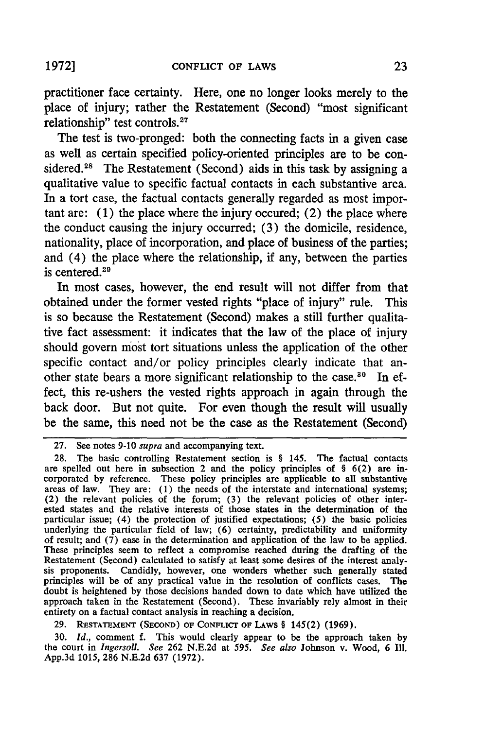practitioner face certainty. Here, one no longer looks merely to the place of injury; rather the Restatement (Second) "most significant relationship" test controls.[27]

The test is two-pronged: both the connecting facts in a given case as well as certain specified policy-oriented principles are to be considered.[28] The Restatement (Second) aids in this task by assigning a qualitative value to specific factual contacts in each substantive area. In a tort case, the factual contacts generally regarded as most important are: (1) the place where the injury occured; (2) the place where the conduct causing the injury occurred; (3) the domicile, residence, nationality, place of incorporation, and place of business of the parties; and (4) the place where the relationship, if any, between the parties is centered.[29]

In most cases, however, the end result will not differ from that obtained under the former vested rights "place of injury" rule. This is so because the Restatement (Second) makes a still further qualitative fact assessment: it indicates that the law of the place of injury should govern most tort situations unless the application of the other specific contact and/or policy principles clearly indicate that another state bears a more significant relationship to the case.[30] In effect, this re-ushers the vested rights approach in again through the back door. But not quite. For even though the result will usually be the same, this need not be the case as the Restatement (Second)

---

27. See notes 9-10 *supra* and accompanying text.

28. The basic controlling Restatement section is § 145. The factual contacts are spelled out here in subsection 2 and the policy principles of § 6(2) are incorporated by reference. These policy principles are applicable to all substantive areas of law. They are: (1) the needs of the interstate and international systems; (2) the relevant policies of the forum; (3) the relevant policies of other interested states and the relative interests of those states in the determination of the particular issue; (4) the protection of justified expectations; (5) the basic policies underlying the particular field of law; (6) certainty, predictability and uniformity of result; and (7) ease in the determination and application of the law to be applied. These principles seem to reflect a compromise reached during the drafting of the Restatement (Second) calculated to satisfy at least some desires of the interest analysis proponents. Candidly, however, one wonders whether such generally stated principles will be of any practical value in the resolution of conflicts cases. The doubt is heightened by those decisions handed down to date which have utilized the approach taken in the Restatement (Second). These invariably rely almost in their entirety on a factual contact analysis in reaching a decision.

29. RESTATEMENT (SECOND) OF CONFLICT OF LAWS § 145(2) (1969).

30. *Id.*, comment f. This would clearly appear to be the approach taken by the court in *Ingersoll*. *See* 262 N.E.2d at 595. *See also* Johnson v. Wood, 6 Ill. App.3d 1015, 286 N.E.2d 637 (1972).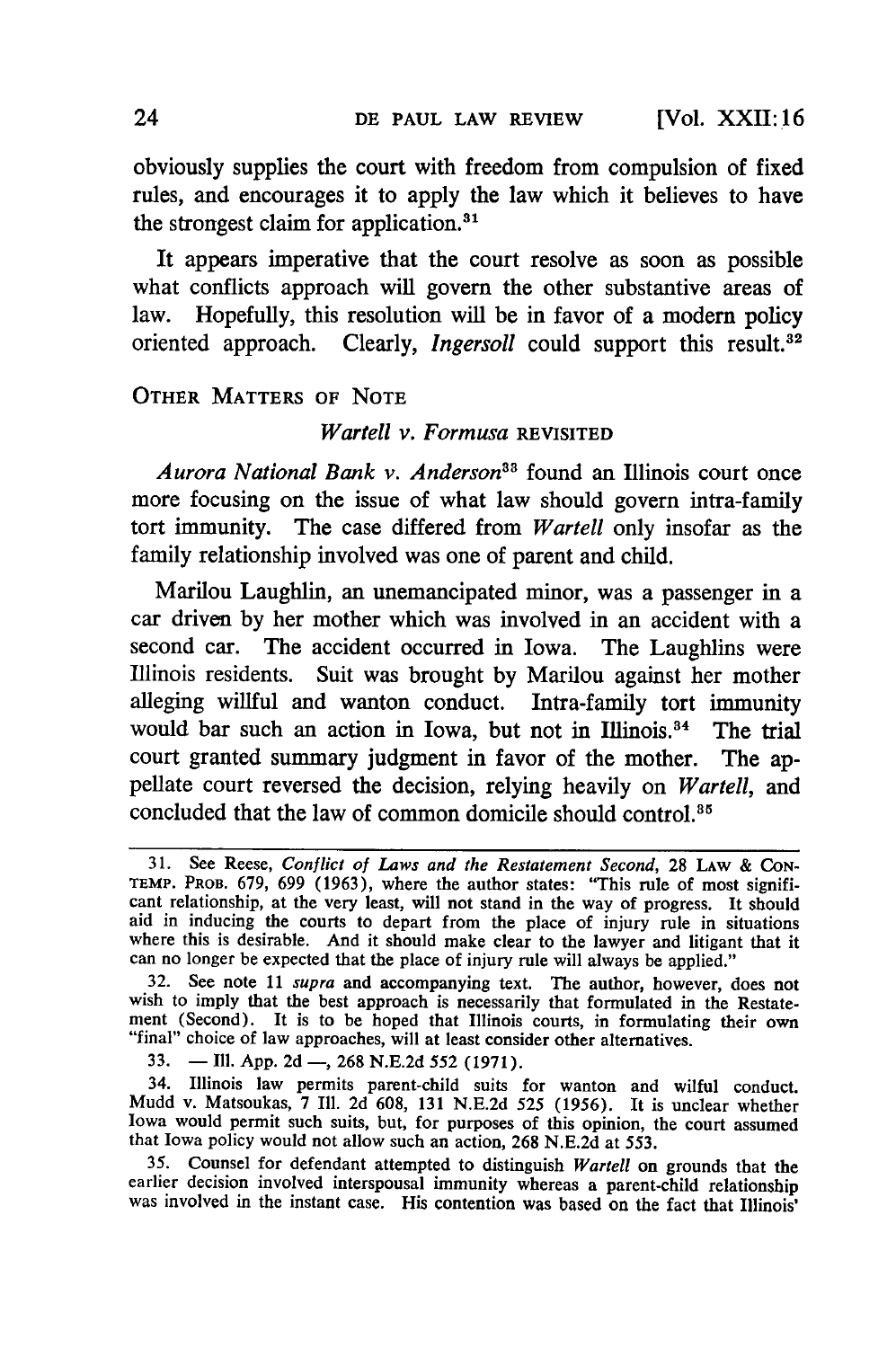obviously supplies the court with freedom from compulsion of fixed rules, and encourages it to apply the law which it believes to have the strongest claim for application.[31]

It appears imperative that the court resolve as soon as possible what conflicts approach will govern the other substantive areas of law. Hopefully, this resolution will be in favor of a modern policy oriented approach. Clearly, *Ingersoll* could support this result.[32]

## OTHER MATTERS OF NOTE

### *Wartell v. Formusa* REVISITED

*Aurora National Bank v. Anderson*[33] found an Illinois court once more focusing on the issue of what law should govern intra-family tort immunity. The case differed from *Wartell* only insofar as the family relationship involved was one of parent and child.

Marilou Laughlin, an unemancipated minor, was a passenger in a car driven by her mother which was involved in an accident with a second car. The accident occurred in Iowa. The Laughlins were Illinois residents. Suit was brought by Marilou against her mother alleging willful and wanton conduct. Intra-family tort immunity would bar such an action in Iowa, but not in Illinois.[34] The trial court granted summary judgment in favor of the mother. The appellate court reversed the decision, relying heavily on *Wartell*, and concluded that the law of common domicile should control.[35]

---

31. See Reese, *Conflict of Laws and the Restatement Second*, 28 LAW & CONTEMP. PROB. 679, 699 (1963), where the author states: "This rule of most significant relationship, at the very least, will not stand in the way of progress. It should aid in inducing the courts to depart from the place of injury rule in situations where this is desirable. And it should make clear to the lawyer and litigant that it can no longer be expected that the place of injury rule will always be applied."

32. See note 11 *supra* and accompanying text. The author, however, does not wish to imply that the best approach is necessarily that formulated in the Restatement (Second). It is to be hoped that Illinois courts, in formulating their own "final" choice of law approaches, will at least consider other alternatives.

33. — Ill. App. 2d —, 268 N.E.2d 552 (1971).

34. Illinois law permits parent-child suits for wanton and wilful conduct. Mudd v. Matsoukas, 7 Ill. 2d 608, 131 N.E.2d 525 (1956). It is unclear whether Iowa would permit such suits, but, for purposes of this opinion, the court assumed that Iowa policy would not allow such an action, 268 N.E.2d at 553.

35. Counsel for defendant attempted to distinguish *Wartell* on grounds that the earlier decision involved interspousal immunity whereas a parent-child relationship was involved in the instant case. His contention was based on the fact that Illinois'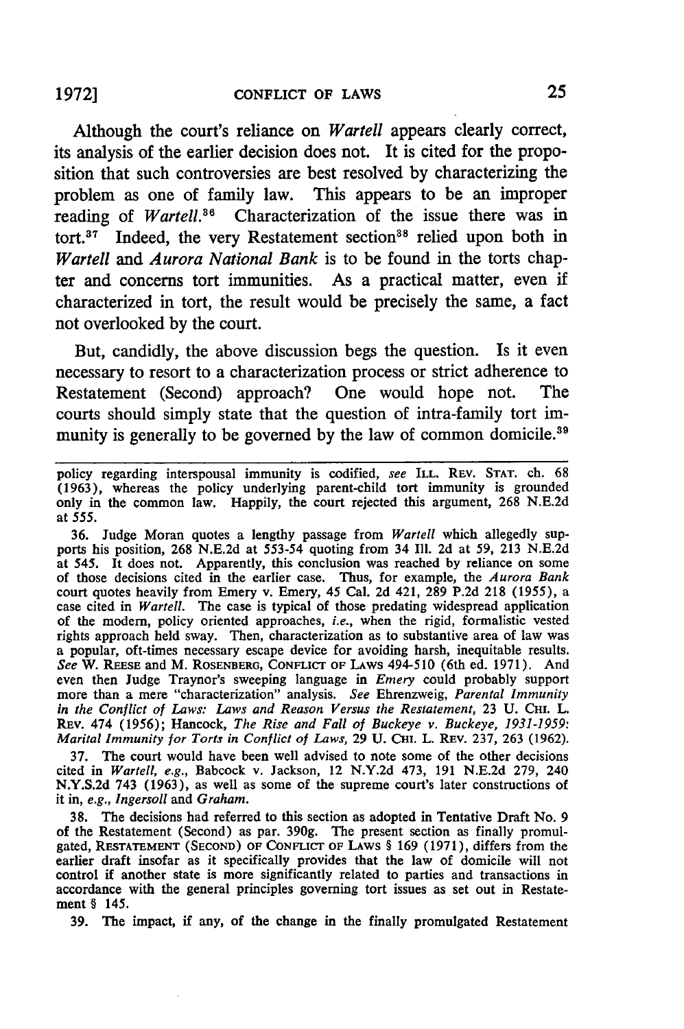Although the court's reliance on *Wartell* appears clearly correct, its analysis of the earlier decision does not. It is cited for the proposition that such controversies are best resolved by characterizing the problem as one of family law. This appears to be an improper reading of *Wartell*.[36] Characterization of the issue there was in tort.[37] Indeed, the very Restatement section[38] relied upon both in *Wartell* and *Aurora National Bank* is to be found in the torts chapter and concerns tort immunities. As a practical matter, even if characterized in tort, the result would be precisely the same, a fact not overlooked by the court.

But, candidly, the above discussion begs the question. Is it even necessary to resort to a characterization process or strict adherence to Restatement (Second) approach? One would hope not. The courts should simply state that the question of intra-family tort immunity is generally to be governed by the law of common domicile.[39]

---

policy regarding interspousal immunity is codified, *see* ILL. REV. STAT. ch. 68 (1963), whereas the policy underlying parent-child tort immunity is grounded only in the common law. Happily, the court rejected this argument, 268 N.E.2d at 555.

36. Judge Moran quotes a lengthy passage from *Wartell* which allegedly supports his position, 268 N.E.2d at 553-54 quoting from 34 Ill. 2d at 59, 213 N.E.2d at 545. It does not. Apparently, this conclusion was reached by reliance on some of those decisions cited in the earlier case. Thus, for example, the *Aurora Bank* court quotes heavily from Emery v. Emery, 45 Cal. 2d 421, 289 P.2d 218 (1955), a case cited in *Wartell*. The case is typical of those predating widespread application of the modern, policy oriented approaches, *i.e.*, when the rigid, formalistic vested rights approach held sway. Then, characterization as to substantive area of law was a popular, oft-times necessary escape device for avoiding harsh, inequitable results. *See* W. REESE and M. ROSENBERG, CONFLICT OF LAWS 494-510 (6th ed. 1971). And even then Judge Traynor's sweeping language in *Emery* could probably support more than a mere "characterization" analysis. *See* Ehrenzweig, *Parental Immunity in the Conflict of Laws: Laws and Reason Versus the Restatement*, 23 U. CHI. L. REV. 474 (1956); Hancock, *The Rise and Fall of Buckeye v. Buckeye, 1931-1959: Marital Immunity for Torts in Conflict of Laws*, 29 U. CHI. L. REV. 237, 263 (1962).

37. The court would have been well advised to note some of the other decisions cited in *Wartell*, *e.g.*, Babcock v. Jackson, 12 N.Y.2d 473, 191 N.E.2d 279, 240 N.Y.S.2d 743 (1963), as well as some of the supreme court's later constructions of it in, *e.g.*, *Ingersoll* and *Graham*.

38. The decisions had referred to this section as adopted in Tentative Draft No. 9 of the Restatement (Second) as par. 390g. The present section as finally promulgated, RESTATEMENT (SECOND) OF CONFLICT OF LAWS § 169 (1971), differs from the earlier draft insofar as it specifically provides that the law of domicile will not control if another state is more significantly related to parties and transactions in accordance with the general principles governing tort issues as set out in Restatement § 145.

39. The impact, if any, of the change in the finally promulgated Restatement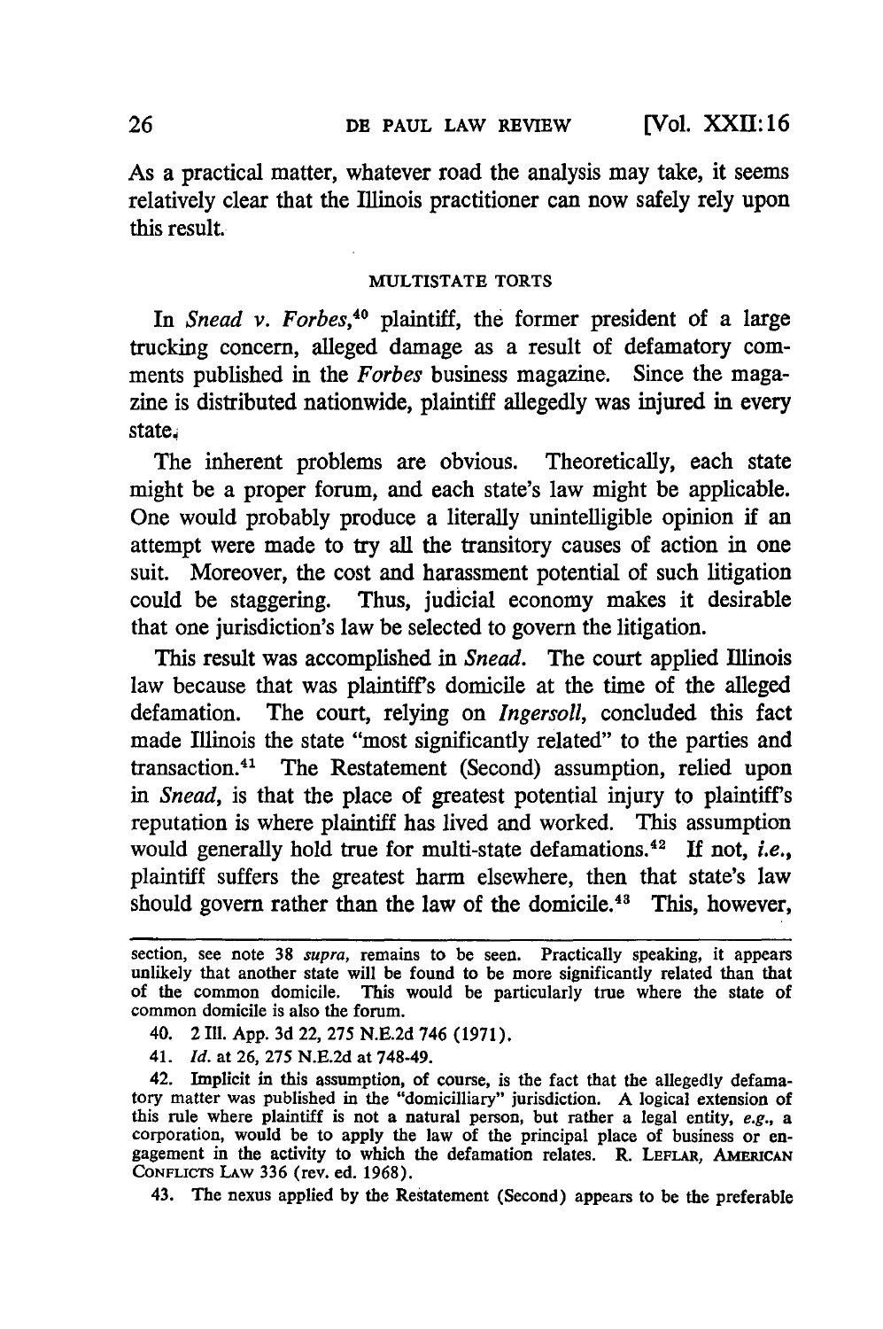As a practical matter, whatever road the analysis may take, it seems relatively clear that the Illinois practitioner can now safely rely upon this result.

## MULTISTATE TORTS

In *Snead v. Forbes*,[40] plaintiff, the former president of a large trucking concern, alleged damage as a result of defamatory comments published in the *Forbes* business magazine. Since the magazine is distributed nationwide, plaintiff allegedly was injured in every state.

The inherent problems are obvious. Theoretically, each state might be a proper forum, and each state's law might be applicable. One would probably produce a literally unintelligible opinion if an attempt were made to try all the transitory causes of action in one suit. Moreover, the cost and harassment potential of such litigation could be staggering. Thus, judicial economy makes it desirable that one jurisdiction's law be selected to govern the litigation.

This result was accomplished in *Snead*. The court applied Illinois law because that was plaintiff's domicile at the time of the alleged defamation. The court, relying on *Ingersoll*, concluded this fact made Illinois the state "most significantly related" to the parties and transaction.[41] The Restatement (Second) assumption, relied upon in *Snead*, is that the place of greatest potential injury to plaintiff's reputation is where plaintiff has lived and worked. This assumption would generally hold true for multi-state defamations.[42] If not, *i.e.*, plaintiff suffers the greatest harm elsewhere, then that state's law should govern rather than the law of the domicile.[43] This, however,

---

section, see note 38 *supra*, remains to be seen. Practically speaking, it appears unlikely that another state will be found to be more significantly related than that of the common domicile. This would be particularly true where the state of common domicile is also the forum.

40. 2 Ill. App. 3d 22, 275 N.E.2d 746 (1971).

41. *Id.* at 26, 275 N.E.2d at 748-49.

42. Implicit in this assumption, of course, is the fact that the allegedly defamatory matter was published in the "domicilliary" jurisdiction. A logical extension of this rule where plaintiff is not a natural person, but rather a legal entity, *e.g.*, a corporation, would be to apply the law of the principal place of business or engagement in the activity to which the defamation relates. R. LEFLAR, AMERICAN CONFLICTS LAW 336 (rev. ed. 1968).

43. The nexus applied by the Restatement (Second) appears to be the preferable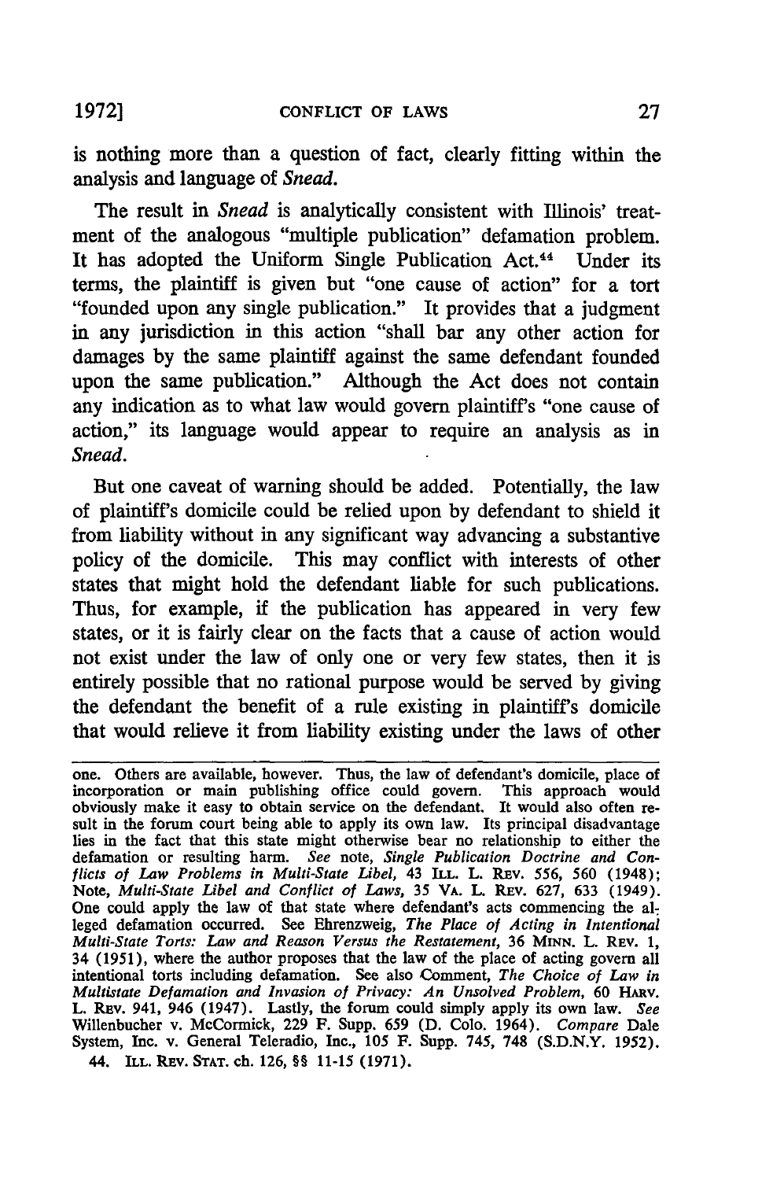is nothing more than a question of fact, clearly fitting within the analysis and language of *Snead.*

The result in *Snead* is analytically consistent with Illinois' treatment of the analogous "multiple publication" defamation problem. It has adopted the Uniform Single Publication Act.[44] Under its terms, the plaintiff is given but "one cause of action" for a tort "founded upon any single publication." It provides that a judgment in any jurisdiction in this action "shall bar any other action for damages by the same plaintiff against the same defendant founded upon the same publication." Although the Act does not contain any indication as to what law would govern plaintiff's "one cause of action," its language would appear to require an analysis as in *Snead.*

But one caveat of warning should be added. Potentially, the law of plaintiff's domicile could be relied upon by defendant to shield it from liability without in any significant way advancing a substantive policy of the domicile. This may conflict with interests of other states that might hold the defendant liable for such publications. Thus, for example, if the publication has appeared in very few states, or it is fairly clear on the facts that a cause of action would not exist under the law of only one or very few states, then it is entirely possible that no rational purpose would be served by giving the defendant the benefit of a rule existing in plaintiff's domicile that would relieve it from liability existing under the laws of other

---

one. Others are available, however. Thus, the law of defendant's domicile, place of incorporation or main publishing office could govern. This approach would obviously make it easy to obtain service on the defendant. It would also often result in the forum court being able to apply its own law. Its principal disadvantage lies in the fact that this state might otherwise bear no relationship to either the defamation or resulting harm. *See* note, *Single Publication Doctrine and Conflicts of Law Problems in Multi-State Libel,* 43 ILL. L. REV. 556, 560 (1948); Note, *Multi-State Libel and Conflict of Laws,* 35 VA. L. REV. 627, 633 (1949). One could apply the law of that state where defendant's acts commencing the alleged defamation occurred. See Ehrenzweig, *The Place of Acting in Intentional Multi-State Torts: Law and Reason Versus the Restatement,* 36 MINN. L. REV. 1, 34 (1951), where the author proposes that the law of the place of acting govern all intentional torts including defamation. See also Comment, *The Choice of Law in Multistate Defamation and Invasion of Privacy: An Unsolved Problem,* 60 HARV. L. REV. 941, 946 (1947). Lastly, the forum could simply apply its own law. *See* Willenbucher v. McCormick, 229 F. Supp. 659 (D. Colo. 1964). *Compare* Dale System, Inc. v. General Teleradio, Inc., 105 F. Supp. 745, 748 (S.D.N.Y. 1952).

44. ILL. REV. STAT. ch. 126, §§ 11-15 (1971).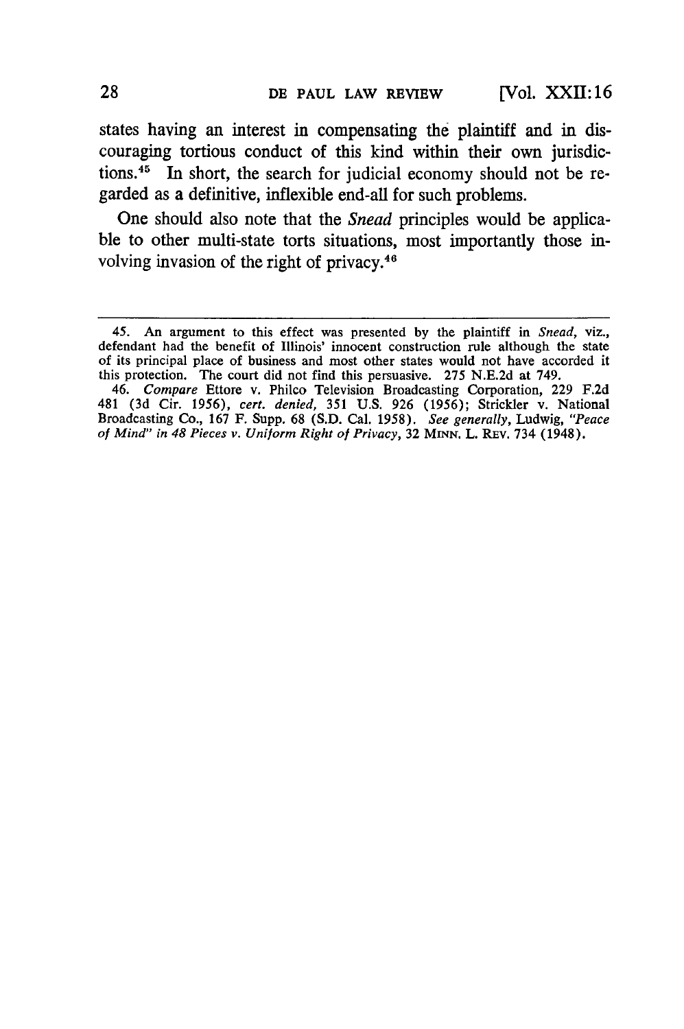states having an interest in compensating the plaintiff and in discouraging tortious conduct of this kind within their own jurisdictions.[45] In short, the search for judicial economy should not be regarded as a definitive, inflexible end-all for such problems.

One should also note that the *Snead* principles would be applicable to other multi-state torts situations, most importantly those involving invasion of the right of privacy.[46]

---

45. An argument to this effect was presented by the plaintiff in *Snead*, viz., defendant had the benefit of Illinois' innocent construction rule although the state of its principal place of business and most other states would not have accorded it this protection. The court did not find this persuasive. 275 N.E.2d at 749.

46. *Compare* Ettore v. Philco Television Broadcasting Corporation, 229 F.2d 481 (3d Cir. 1956), *cert. denied,* 351 U.S. 926 (1956); Strickler v. National Broadcasting Co., 167 F. Supp. 68 (S.D. Cal. 1958). *See generally,* Ludwig, *"Peace of Mind" in 48 Pieces v. Uniform Right of Privacy,* 32 MINN. L. REV. 734 (1948).